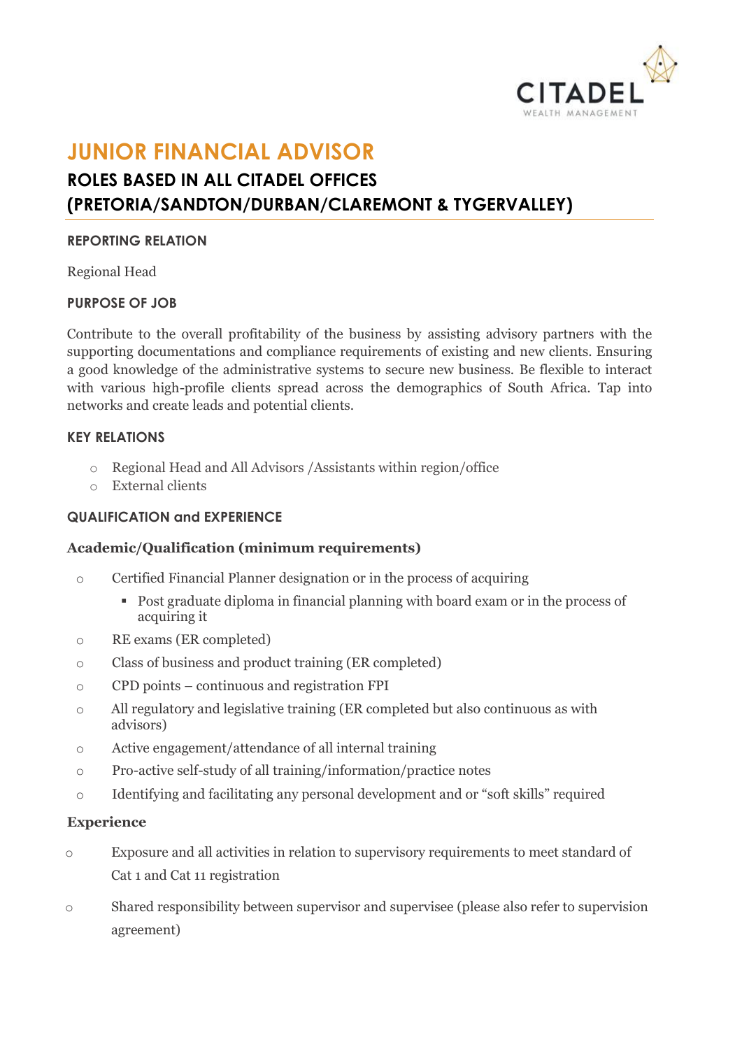CITADEL
WEALTH MANAGEMENT

# JUNIOR FINANCIAL ADVISOR

## ROLES BASED IN ALL CITADEL OFFICES (PRETORIA/SANDTON/DURBAN/CLAREMONT & TYGERVALLEY)

### REPORTING RELATION

Regional Head

### PURPOSE OF JOB

Contribute to the overall profitability of the business by assisting advisory partners with the supporting documentations and compliance requirements of existing and new clients. Ensuring a good knowledge of the administrative systems to secure new business. Be flexible to interact with various high-profile clients spread across the demographics of South Africa. Tap into networks and create leads and potential clients.

### KEY RELATIONS

- Regional Head and All Advisors /Assistants within region/office
- External clients

### QUALIFICATION and EXPERIENCE

#### Academic/Qualification (minimum requirements)

- Certified Financial Planner designation or in the process of acquiring
  - Post graduate diploma in financial planning with board exam or in the process of acquiring it
- RE exams (ER completed)
- Class of business and product training (ER completed)
- CPD points – continuous and registration FPI
- All regulatory and legislative training (ER completed but also continuous as with advisors)
- Active engagement/attendance of all internal training
- Pro-active self-study of all training/information/practice notes
- Identifying and facilitating any personal development and or "soft skills" required

#### Experience

- Exposure and all activities in relation to supervisory requirements to meet standard of Cat 1 and Cat 11 registration
- Shared responsibility between supervisor and supervisee (please also refer to supervision agreement)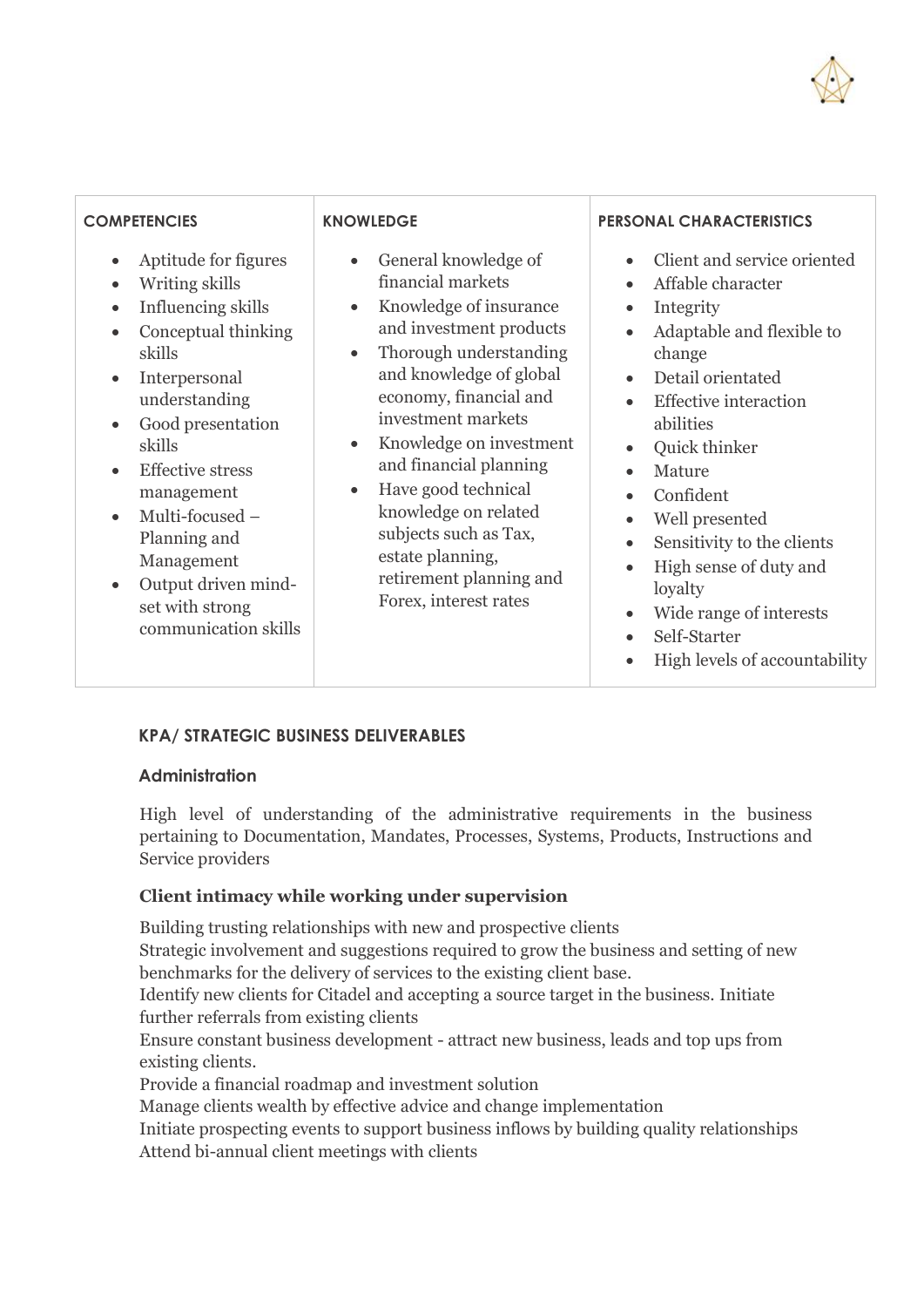| COMPETENCIES | KNOWLEDGE | PERSONAL CHARACTERISTICS |
| --- | --- | --- |
| • Aptitude for figures<br>• Writing skills<br>• Influencing skills<br>• Conceptual thinking skills<br>• Interpersonal understanding<br>• Good presentation skills<br>• Effective stress management<br>• Multi-focused – Planning and Management<br>• Output driven mind-set with strong communication skills | • General knowledge of financial markets<br>• Knowledge of insurance and investment products<br>• Thorough understanding and knowledge of global economy, financial and investment markets<br>• Knowledge on investment and financial planning<br>• Have good technical knowledge on related subjects such as Tax, estate planning, retirement planning and Forex, interest rates | • Client and service oriented<br>• Affable character<br>• Integrity<br>• Adaptable and flexible to change<br>• Detail orientated<br>• Effective interaction abilities<br>• Quick thinker<br>• Mature<br>• Confident<br>• Well presented<br>• Sensitivity to the clients<br>• High sense of duty and loyalty<br>• Wide range of interests<br>• Self-Starter<br>• High levels of accountability |

## KPA/ STRATEGIC BUSINESS DELIVERABLES

### Administration

High level of understanding of the administrative requirements in the business pertaining to Documentation, Mandates, Processes, Systems, Products, Instructions and Service providers

### Client intimacy while working under supervision

Building trusting relationships with new and prospective clients
Strategic involvement and suggestions required to grow the business and setting of new benchmarks for the delivery of services to the existing client base.
Identify new clients for Citadel and accepting a source target in the business. Initiate further referrals from existing clients
Ensure constant business development - attract new business, leads and top ups from existing clients.
Provide a financial roadmap and investment solution
Manage clients wealth by effective advice and change implementation
Initiate prospecting events to support business inflows by building quality relationships
Attend bi-annual client meetings with clients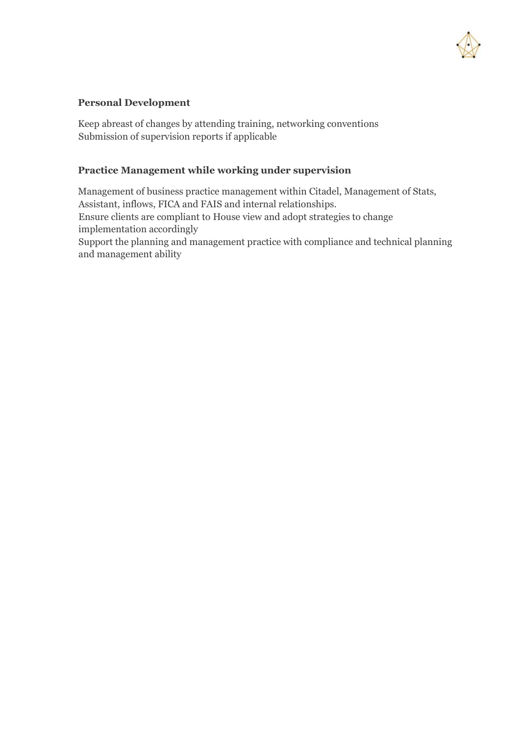**Personal Development**

Keep abreast of changes by attending training, networking conventions
Submission of supervision reports if applicable

**Practice Management while working under supervision**

Management of business practice management within Citadel, Management of Stats, Assistant, inflows, FICA and FAIS and internal relationships.
Ensure clients are compliant to House view and adopt strategies to change implementation accordingly
Support the planning and management practice with compliance and technical planning and management ability